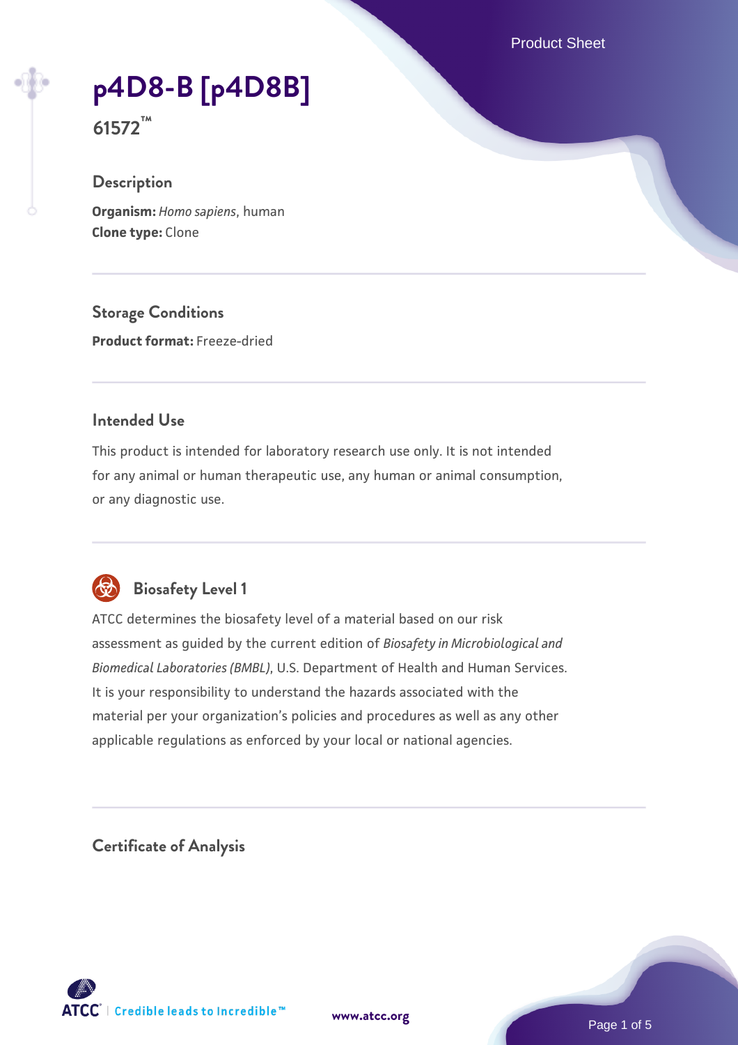# p4D8-B [p4D8B]

61572™

## Description

**Organism:** *Homo sapiens*, human
**Clone type:** Clone

## Storage Conditions

**Product format:** Freeze-dried

## Intended Use

This product is intended for laboratory research use only. It is not intended for any animal or human therapeutic use, any human or animal consumption, or any diagnostic use.

## Biosafety Level 1

ATCC determines the biosafety level of a material based on our risk assessment as guided by the current edition of *Biosafety in Microbiological and Biomedical Laboratories (BMBL)*, U.S. Department of Health and Human Services. It is your responsibility to understand the hazards associated with the material per your organization's policies and procedures as well as any other applicable regulations as enforced by your local or national agencies.

## Certificate of Analysis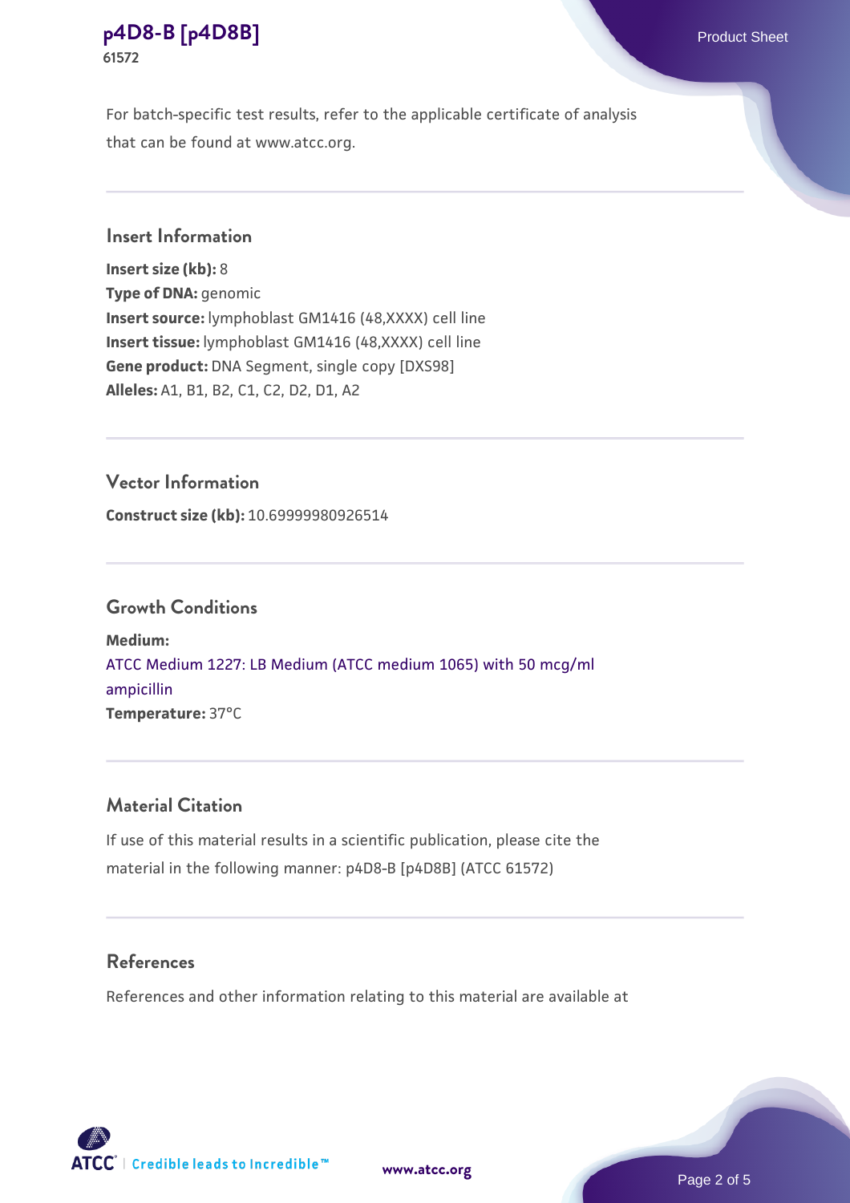For batch-specific test results, refer to the applicable certificate of analysis that can be found at www.atcc.org.

## Insert Information

**Insert size (kb):** 8
**Type of DNA:** genomic
**Insert source:** lymphoblast GM1416 (48,XXXX) cell line
**Insert tissue:** lymphoblast GM1416 (48,XXXX) cell line
**Gene product:** DNA Segment, single copy [DXS98]
**Alleles:** A1, B1, B2, C1, C2, D2, D1, A2

## Vector Information

**Construct size (kb):** 10.69999980926514

## Growth Conditions

**Medium:**
ATCC Medium 1227: LB Medium (ATCC medium 1065) with 50 mcg/ml ampicillin
**Temperature:** 37°C

## Material Citation

If use of this material results in a scientific publication, please cite the material in the following manner: p4D8-B [p4D8B] (ATCC 61572)

## References

References and other information relating to this material are available at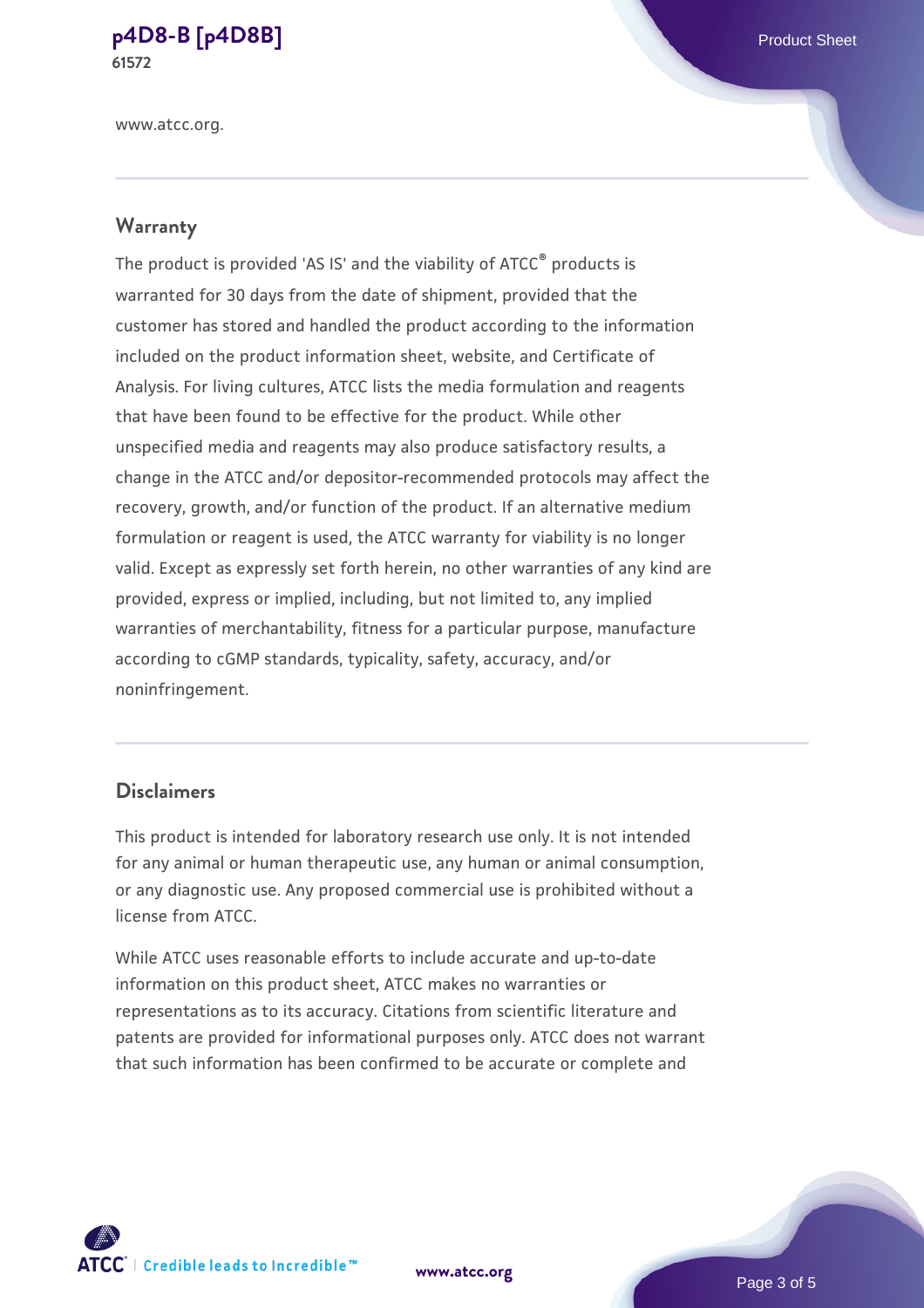www.atcc.org.

## Warranty

The product is provided 'AS IS' and the viability of ATCC® products is warranted for 30 days from the date of shipment, provided that the customer has stored and handled the product according to the information included on the product information sheet, website, and Certificate of Analysis. For living cultures, ATCC lists the media formulation and reagents that have been found to be effective for the product. While other unspecified media and reagents may also produce satisfactory results, a change in the ATCC and/or depositor-recommended protocols may affect the recovery, growth, and/or function of the product. If an alternative medium formulation or reagent is used, the ATCC warranty for viability is no longer valid. Except as expressly set forth herein, no other warranties of any kind are provided, express or implied, including, but not limited to, any implied warranties of merchantability, fitness for a particular purpose, manufacture according to cGMP standards, typicality, safety, accuracy, and/or noninfringement.

## Disclaimers

This product is intended for laboratory research use only. It is not intended for any animal or human therapeutic use, any human or animal consumption, or any diagnostic use. Any proposed commercial use is prohibited without a license from ATCC.

While ATCC uses reasonable efforts to include accurate and up-to-date information on this product sheet, ATCC makes no warranties or representations as to its accuracy. Citations from scientific literature and patents are provided for informational purposes only. ATCC does not warrant that such information has been confirmed to be accurate or complete and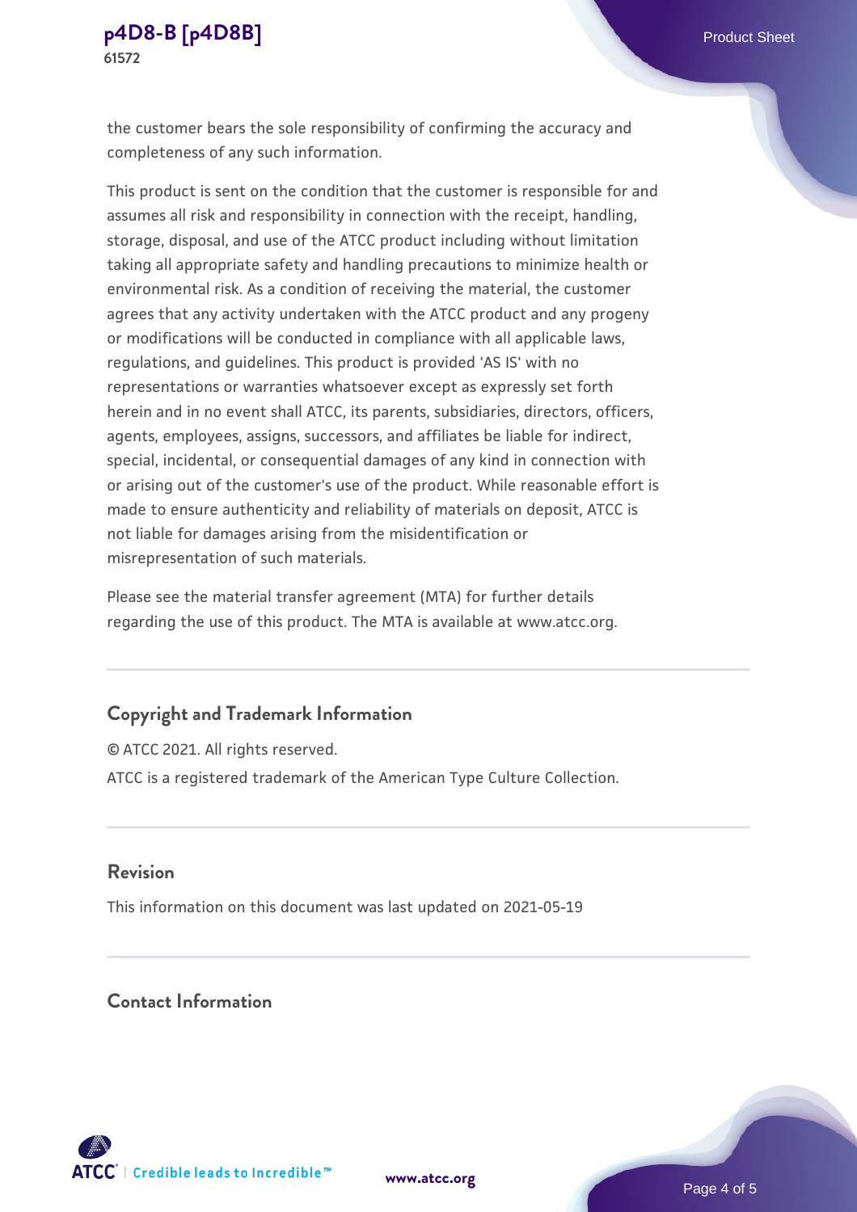the customer bears the sole responsibility of confirming the accuracy and completeness of any such information.

This product is sent on the condition that the customer is responsible for and assumes all risk and responsibility in connection with the receipt, handling, storage, disposal, and use of the ATCC product including without limitation taking all appropriate safety and handling precautions to minimize health or environmental risk. As a condition of receiving the material, the customer agrees that any activity undertaken with the ATCC product and any progeny or modifications will be conducted in compliance with all applicable laws, regulations, and guidelines. This product is provided 'AS IS' with no representations or warranties whatsoever except as expressly set forth herein and in no event shall ATCC, its parents, subsidiaries, directors, officers, agents, employees, assigns, successors, and affiliates be liable for indirect, special, incidental, or consequential damages of any kind in connection with or arising out of the customer's use of the product. While reasonable effort is made to ensure authenticity and reliability of materials on deposit, ATCC is not liable for damages arising from the misidentification or misrepresentation of such materials.

Please see the material transfer agreement (MTA) for further details regarding the use of this product. The MTA is available at www.atcc.org.

## Copyright and Trademark Information

© ATCC 2021. All rights reserved.

ATCC is a registered trademark of the American Type Culture Collection.

## Revision

This information on this document was last updated on 2021-05-19

## Contact Information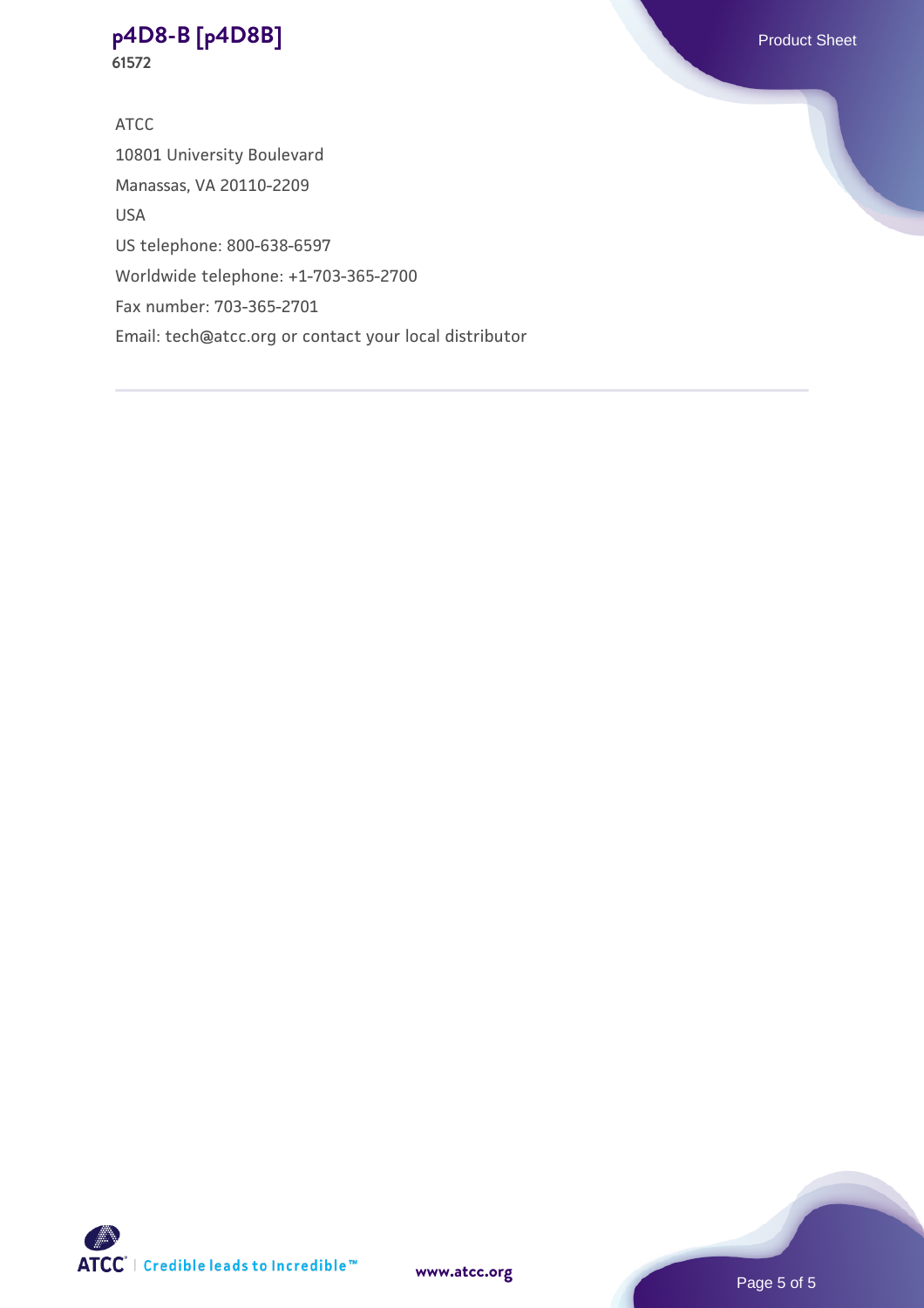ATCC

10801 University Boulevard

Manassas, VA 20110-2209

USA

US telephone: 800-638-6597

Worldwide telephone: +1-703-365-2700

Fax number: 703-365-2701

Email: tech@atcc.org or contact your local distributor